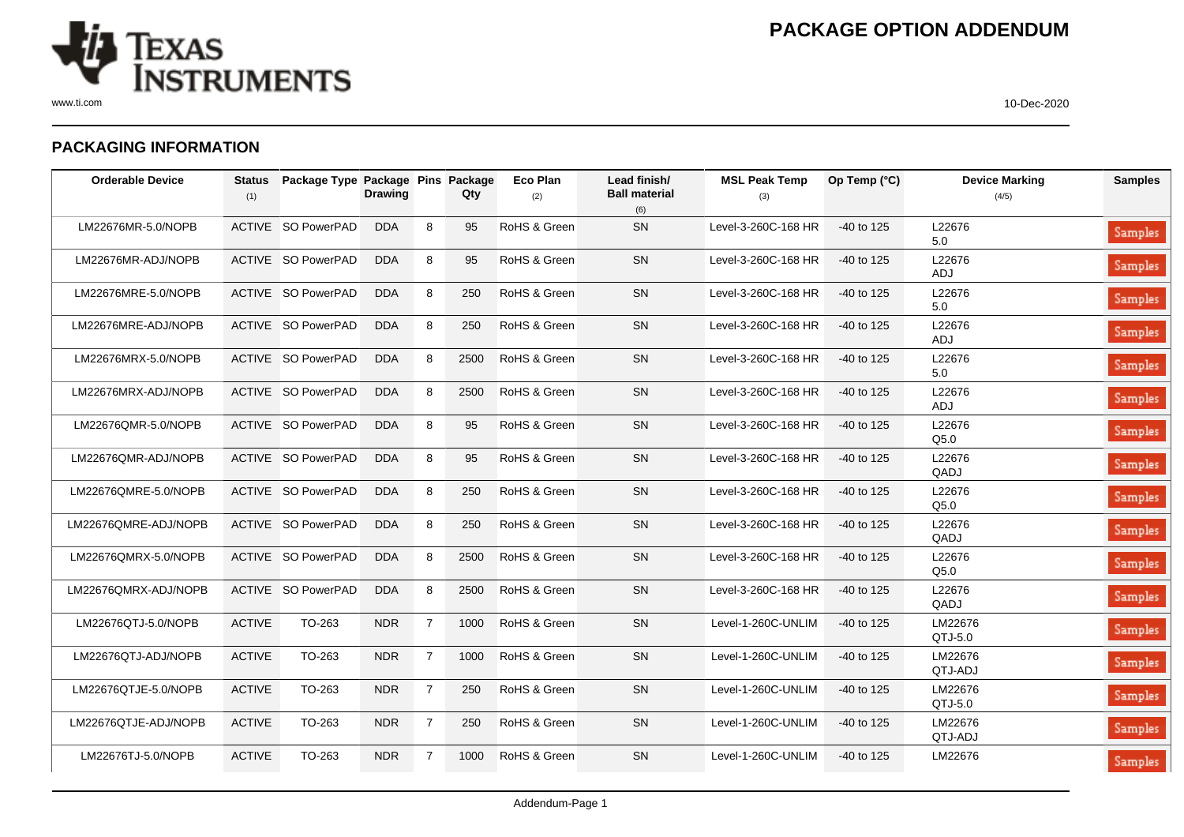# PACKAGE OPTION ADDENDUM

## PACKAGING INFORMATION

| Orderable Device | Status (1) | Package Type | Package Drawing | Pins | Package Qty | Eco Plan (2) | Lead finish/ Ball material (6) | MSL Peak Temp (3) | Op Temp (°C) | Device Marking (4/5) | Samples |
|---|---|---|---|---|---|---|---|---|---|---|---|
| LM22676MR-5.0/NOPB | ACTIVE | SO PowerPAD | DDA | 8 | 95 | RoHS & Green | SN | Level-3-260C-168 HR | -40 to 125 | L22676 5.0 | Samples |
| LM22676MR-ADJ/NOPB | ACTIVE | SO PowerPAD | DDA | 8 | 95 | RoHS & Green | SN | Level-3-260C-168 HR | -40 to 125 | L22676 ADJ | Samples |
| LM22676MRE-5.0/NOPB | ACTIVE | SO PowerPAD | DDA | 8 | 250 | RoHS & Green | SN | Level-3-260C-168 HR | -40 to 125 | L22676 5.0 | Samples |
| LM22676MRE-ADJ/NOPB | ACTIVE | SO PowerPAD | DDA | 8 | 250 | RoHS & Green | SN | Level-3-260C-168 HR | -40 to 125 | L22676 ADJ | Samples |
| LM22676MRX-5.0/NOPB | ACTIVE | SO PowerPAD | DDA | 8 | 2500 | RoHS & Green | SN | Level-3-260C-168 HR | -40 to 125 | L22676 5.0 | Samples |
| LM22676MRX-ADJ/NOPB | ACTIVE | SO PowerPAD | DDA | 8 | 2500 | RoHS & Green | SN | Level-3-260C-168 HR | -40 to 125 | L22676 ADJ | Samples |
| LM22676QMR-5.0/NOPB | ACTIVE | SO PowerPAD | DDA | 8 | 95 | RoHS & Green | SN | Level-3-260C-168 HR | -40 to 125 | L22676 Q5.0 | Samples |
| LM22676QMR-ADJ/NOPB | ACTIVE | SO PowerPAD | DDA | 8 | 95 | RoHS & Green | SN | Level-3-260C-168 HR | -40 to 125 | L22676 QADJ | Samples |
| LM22676QMRE-5.0/NOPB | ACTIVE | SO PowerPAD | DDA | 8 | 250 | RoHS & Green | SN | Level-3-260C-168 HR | -40 to 125 | L22676 Q5.0 | Samples |
| LM22676QMRE-ADJ/NOPB | ACTIVE | SO PowerPAD | DDA | 8 | 250 | RoHS & Green | SN | Level-3-260C-168 HR | -40 to 125 | L22676 QADJ | Samples |
| LM22676QMRX-5.0/NOPB | ACTIVE | SO PowerPAD | DDA | 8 | 2500 | RoHS & Green | SN | Level-3-260C-168 HR | -40 to 125 | L22676 Q5.0 | Samples |
| LM22676QMRX-ADJ/NOPB | ACTIVE | SO PowerPAD | DDA | 8 | 2500 | RoHS & Green | SN | Level-3-260C-168 HR | -40 to 125 | L22676 QADJ | Samples |
| LM22676QTJ-5.0/NOPB | ACTIVE | TO-263 | NDR | 7 | 1000 | RoHS & Green | SN | Level-1-260C-UNLIM | -40 to 125 | LM22676 QTJ-5.0 | Samples |
| LM22676QTJ-ADJ/NOPB | ACTIVE | TO-263 | NDR | 7 | 1000 | RoHS & Green | SN | Level-1-260C-UNLIM | -40 to 125 | LM22676 QTJ-ADJ | Samples |
| LM22676QTJE-5.0/NOPB | ACTIVE | TO-263 | NDR | 7 | 250 | RoHS & Green | SN | Level-1-260C-UNLIM | -40 to 125 | LM22676 QTJ-5.0 | Samples |
| LM22676QTJE-ADJ/NOPB | ACTIVE | TO-263 | NDR | 7 | 250 | RoHS & Green | SN | Level-1-260C-UNLIM | -40 to 125 | LM22676 QTJ-ADJ | Samples |
| LM22676TJ-5.0/NOPB | ACTIVE | TO-263 | NDR | 7 | 1000 | RoHS & Green | SN | Level-1-260C-UNLIM | -40 to 125 | LM22676 | Samples |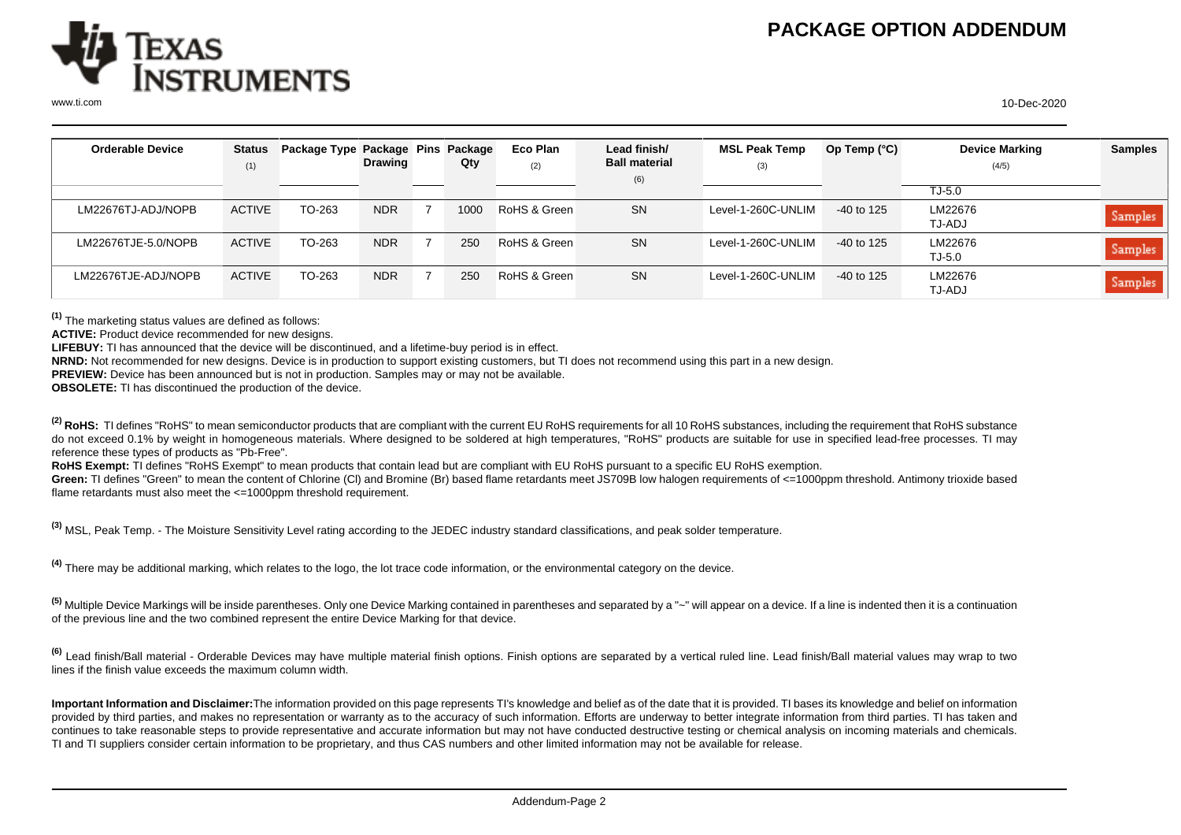# PACKAGE OPTION ADDENDUM

| Orderable Device | Status (1) | Package Type | Package Drawing | Pins | Package Qty | Eco Plan (2) | Lead finish/ Ball material (6) | MSL Peak Temp (3) | Op Temp (°C) | Device Marking (4/5) | Samples |
|---|---|---|---|---|---|---|---|---|---|---|---|
| | | | | | | | | | | TJ-5.0 | |
| LM22676TJ-ADJ/NOPB | ACTIVE | TO-263 | NDR | 7 | 1000 | RoHS & Green | SN | Level-1-260C-UNLIM | -40 to 125 | LM22676 TJ-ADJ | Samples |
| LM22676TJE-5.0/NOPB | ACTIVE | TO-263 | NDR | 7 | 250 | RoHS & Green | SN | Level-1-260C-UNLIM | -40 to 125 | LM22676 TJ-5.0 | Samples |
| LM22676TJE-ADJ/NOPB | ACTIVE | TO-263 | NDR | 7 | 250 | RoHS & Green | SN | Level-1-260C-UNLIM | -40 to 125 | LM22676 TJ-ADJ | Samples |

[1] The marketing status values are defined as follows:

**ACTIVE:** Product device recommended for new designs.

**LIFEBUY:** TI has announced that the device will be discontinued, and a lifetime-buy period is in effect.

**NRND:** Not recommended for new designs. Device is in production to support existing customers, but TI does not recommend using this part in a new design.

**PREVIEW:** Device has been announced but is not in production. Samples may or may not be available.

**OBSOLETE:** TI has discontinued the production of the device.

[2] **RoHS:** TI defines "RoHS" to mean semiconductor products that are compliant with the current EU RoHS requirements for all 10 RoHS substances, including the requirement that RoHS substance do not exceed 0.1% by weight in homogeneous materials. Where designed to be soldered at high temperatures, "RoHS" products are suitable for use in specified lead-free processes. TI may reference these types of products as "Pb-Free".

**RoHS Exempt:** TI defines "RoHS Exempt" to mean products that contain lead but are compliant with EU RoHS pursuant to a specific EU RoHS exemption.

**Green:** TI defines "Green" to mean the content of Chlorine (Cl) and Bromine (Br) based flame retardants meet JS709B low halogen requirements of <=1000ppm threshold. Antimony trioxide based flame retardants must also meet the <=1000ppm threshold requirement.

[3] MSL, Peak Temp. - The Moisture Sensitivity Level rating according to the JEDEC industry standard classifications, and peak solder temperature.

[4] There may be additional marking, which relates to the logo, the lot trace code information, or the environmental category on the device.

[5] Multiple Device Markings will be inside parentheses. Only one Device Marking contained in parentheses and separated by a "~" will appear on a device. If a line is indented then it is a continuation of the previous line and the two combined represent the entire Device Marking for that device.

[6] Lead finish/Ball material - Orderable Devices may have multiple material finish options. Finish options are separated by a vertical ruled line. Lead finish/Ball material values may wrap to two lines if the finish value exceeds the maximum column width.

**Important Information and Disclaimer:**The information provided on this page represents TI's knowledge and belief as of the date that it is provided. TI bases its knowledge and belief on information provided by third parties, and makes no representation or warranty as to the accuracy of such information. Efforts are underway to better integrate information from third parties. TI has taken and continues to take reasonable steps to provide representative and accurate information but may not have conducted destructive testing or chemical analysis on incoming materials and chemicals. TI and TI suppliers consider certain information to be proprietary, and thus CAS numbers and other limited information may not be available for release.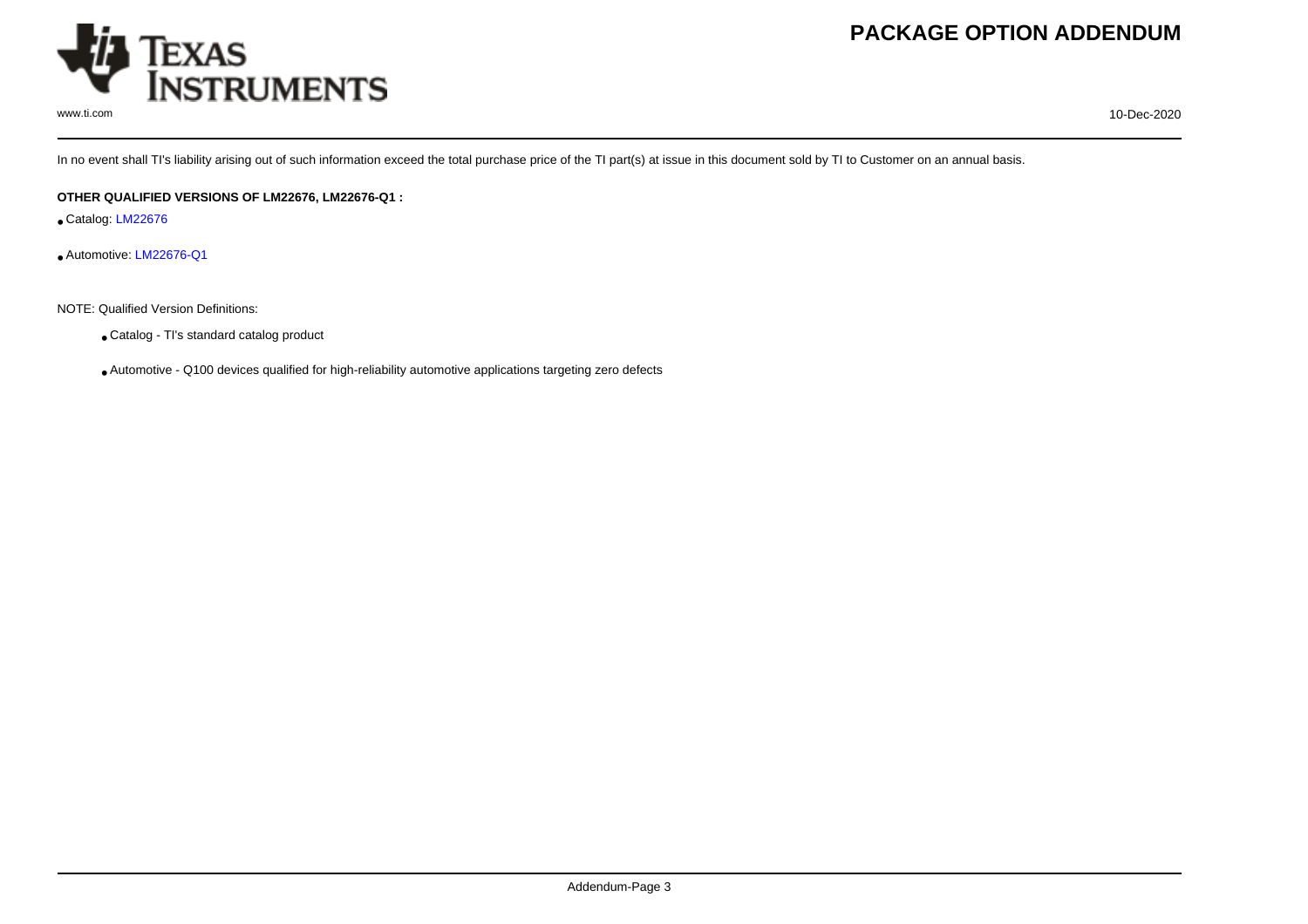In no event shall TI's liability arising out of such information exceed the total purchase price of the TI part(s) at issue in this document sold by TI to Customer on an annual basis.

**OTHER QUALIFIED VERSIONS OF LM22676, LM22676-Q1 :**

- Catalog: LM22676
- Automotive: LM22676-Q1

NOTE: Qualified Version Definitions:

- Catalog - TI's standard catalog product
- Automotive - Q100 devices qualified for high-reliability automotive applications targeting zero defects